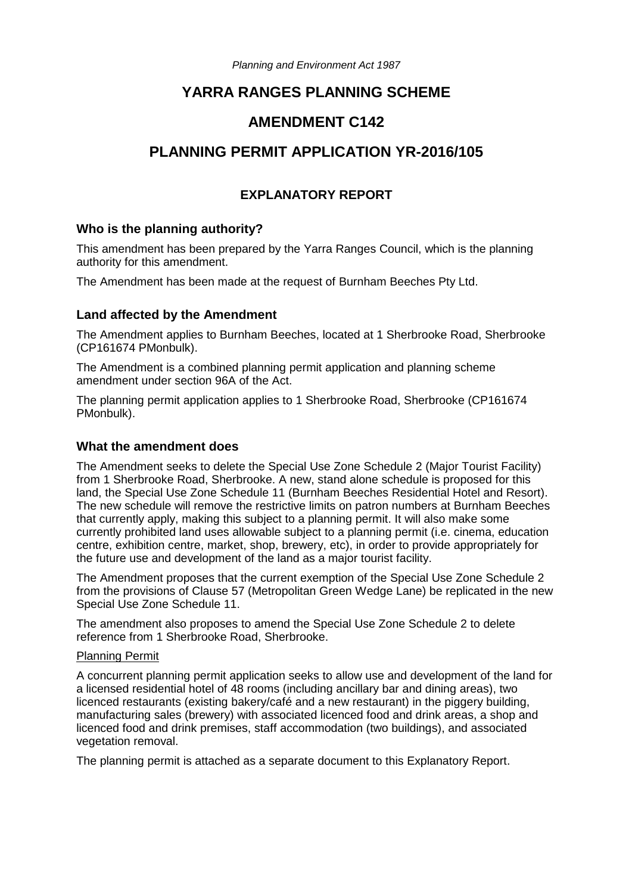*Planning and Environment Act 1987*

# YARRA RANGES PLANNING SCHEME

# AMENDMENT C142

# PLANNING PERMIT APPLICATION YR-2016/105

## EXPLANATORY REPORT

### Who is the planning authority?

This amendment has been prepared by the Yarra Ranges Council, which is the planning authority for this amendment.

The Amendment has been made at the request of Burnham Beeches Pty Ltd.

### Land affected by the Amendment

The Amendment applies to Burnham Beeches, located at 1 Sherbrooke Road, Sherbrooke (CP161674 PMonbulk).

The Amendment is a combined planning permit application and planning scheme amendment under section 96A of the Act.

The planning permit application applies to 1 Sherbrooke Road, Sherbrooke (CP161674 PMonbulk).

### What the amendment does

The Amendment seeks to delete the Special Use Zone Schedule 2 (Major Tourist Facility) from 1 Sherbrooke Road, Sherbrooke. A new, stand alone schedule is proposed for this land, the Special Use Zone Schedule 11 (Burnham Beeches Residential Hotel and Resort). The new schedule will remove the restrictive limits on patron numbers at Burnham Beeches that currently apply, making this subject to a planning permit. It will also make some currently prohibited land uses allowable subject to a planning permit (i.e. cinema, education centre, exhibition centre, market, shop, brewery, etc), in order to provide appropriately for the future use and development of the land as a major tourist facility.

The Amendment proposes that the current exemption of the Special Use Zone Schedule 2 from the provisions of Clause 57 (Metropolitan Green Wedge Lane) be replicated in the new Special Use Zone Schedule 11.

The amendment also proposes to amend the Special Use Zone Schedule 2 to delete reference from 1 Sherbrooke Road, Sherbrooke.

<u>Planning Permit</u>

A concurrent planning permit application seeks to allow use and development of the land for a licensed residential hotel of 48 rooms (including ancillary bar and dining areas), two licenced restaurants (existing bakery/café and a new restaurant) in the piggery building, manufacturing sales (brewery) with associated licenced food and drink areas, a shop and licenced food and drink premises, staff accommodation (two buildings), and associated vegetation removal.

The planning permit is attached as a separate document to this Explanatory Report.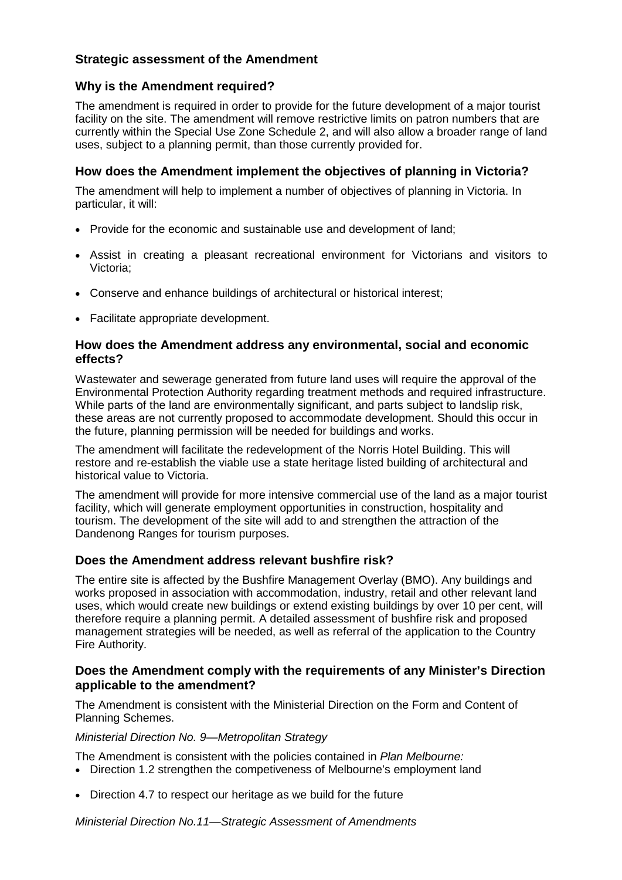## Strategic assessment of the Amendment

### Why is the Amendment required?

The amendment is required in order to provide for the future development of a major tourist facility on the site. The amendment will remove restrictive limits on patron numbers that are currently within the Special Use Zone Schedule 2, and will also allow a broader range of land uses, subject to a planning permit, than those currently provided for.

### How does the Amendment implement the objectives of planning in Victoria?

The amendment will help to implement a number of objectives of planning in Victoria. In particular, it will:

- Provide for the economic and sustainable use and development of land;
- Assist in creating a pleasant recreational environment for Victorians and visitors to Victoria;
- Conserve and enhance buildings of architectural or historical interest;
- Facilitate appropriate development.

### How does the Amendment address any environmental, social and economic effects?

Wastewater and sewerage generated from future land uses will require the approval of the Environmental Protection Authority regarding treatment methods and required infrastructure. While parts of the land are environmentally significant, and parts subject to landslip risk, these areas are not currently proposed to accommodate development. Should this occur in the future, planning permission will be needed for buildings and works.

The amendment will facilitate the redevelopment of the Norris Hotel Building. This will restore and re-establish the viable use a state heritage listed building of architectural and historical value to Victoria.

The amendment will provide for more intensive commercial use of the land as a major tourist facility, which will generate employment opportunities in construction, hospitality and tourism. The development of the site will add to and strengthen the attraction of the Dandenong Ranges for tourism purposes.

### Does the Amendment address relevant bushfire risk?

The entire site is affected by the Bushfire Management Overlay (BMO). Any buildings and works proposed in association with accommodation, industry, retail and other relevant land uses, which would create new buildings or extend existing buildings by over 10 per cent, will therefore require a planning permit. A detailed assessment of bushfire risk and proposed management strategies will be needed, as well as referral of the application to the Country Fire Authority.

### Does the Amendment comply with the requirements of any Minister's Direction applicable to the amendment?

The Amendment is consistent with the Ministerial Direction on the Form and Content of Planning Schemes.

*Ministerial Direction No. 9—Metropolitan Strategy*

The Amendment is consistent with the policies contained in *Plan Melbourne:*

- Direction 1.2 strengthen the competiveness of Melbourne's employment land
- Direction 4.7 to respect our heritage as we build for the future

*Ministerial Direction No.11—Strategic Assessment of Amendments*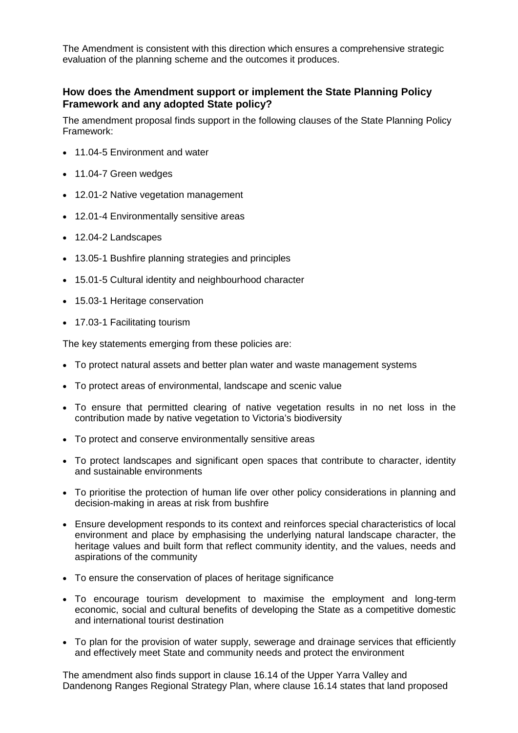The Amendment is consistent with this direction which ensures a comprehensive strategic evaluation of the planning scheme and the outcomes it produces.

### How does the Amendment support or implement the State Planning Policy Framework and any adopted State policy?

The amendment proposal finds support in the following clauses of the State Planning Policy Framework:

- 11.04-5 Environment and water
- 11.04-7 Green wedges
- 12.01-2 Native vegetation management
- 12.01-4 Environmentally sensitive areas
- 12.04-2 Landscapes
- 13.05-1 Bushfire planning strategies and principles
- 15.01-5 Cultural identity and neighbourhood character
- 15.03-1 Heritage conservation
- 17.03-1 Facilitating tourism

The key statements emerging from these policies are:

- To protect natural assets and better plan water and waste management systems
- To protect areas of environmental, landscape and scenic value
- To ensure that permitted clearing of native vegetation results in no net loss in the contribution made by native vegetation to Victoria's biodiversity
- To protect and conserve environmentally sensitive areas
- To protect landscapes and significant open spaces that contribute to character, identity and sustainable environments
- To prioritise the protection of human life over other policy considerations in planning and decision-making in areas at risk from bushfire
- Ensure development responds to its context and reinforces special characteristics of local environment and place by emphasising the underlying natural landscape character, the heritage values and built form that reflect community identity, and the values, needs and aspirations of the community
- To ensure the conservation of places of heritage significance
- To encourage tourism development to maximise the employment and long-term economic, social and cultural benefits of developing the State as a competitive domestic and international tourist destination
- To plan for the provision of water supply, sewerage and drainage services that efficiently and effectively meet State and community needs and protect the environment

The amendment also finds support in clause 16.14 of the Upper Yarra Valley and Dandenong Ranges Regional Strategy Plan, where clause 16.14 states that land proposed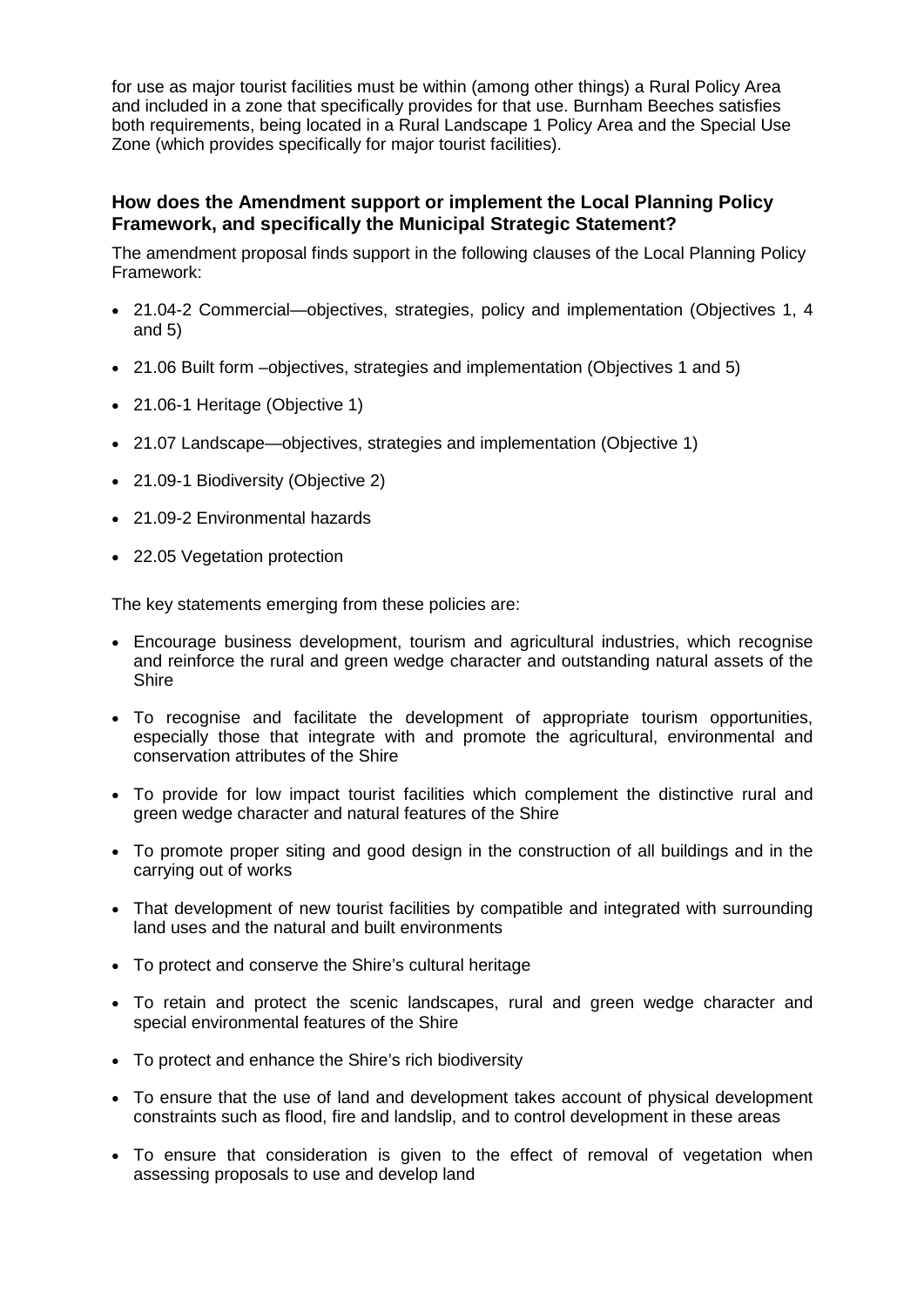for use as major tourist facilities must be within (among other things) a Rural Policy Area and included in a zone that specifically provides for that use. Burnham Beeches satisfies both requirements, being located in a Rural Landscape 1 Policy Area and the Special Use Zone (which provides specifically for major tourist facilities).

### How does the Amendment support or implement the Local Planning Policy Framework, and specifically the Municipal Strategic Statement?

The amendment proposal finds support in the following clauses of the Local Planning Policy Framework:

- 21.04-2 Commercial—objectives, strategies, policy and implementation (Objectives 1, 4 and 5)
- 21.06 Built form –objectives, strategies and implementation (Objectives 1 and 5)
- 21.06-1 Heritage (Objective 1)
- 21.07 Landscape—objectives, strategies and implementation (Objective 1)
- 21.09-1 Biodiversity (Objective 2)
- 21.09-2 Environmental hazards
- 22.05 Vegetation protection

The key statements emerging from these policies are:

- Encourage business development, tourism and agricultural industries, which recognise and reinforce the rural and green wedge character and outstanding natural assets of the Shire
- To recognise and facilitate the development of appropriate tourism opportunities, especially those that integrate with and promote the agricultural, environmental and conservation attributes of the Shire
- To provide for low impact tourist facilities which complement the distinctive rural and green wedge character and natural features of the Shire
- To promote proper siting and good design in the construction of all buildings and in the carrying out of works
- That development of new tourist facilities by compatible and integrated with surrounding land uses and the natural and built environments
- To protect and conserve the Shire's cultural heritage
- To retain and protect the scenic landscapes, rural and green wedge character and special environmental features of the Shire
- To protect and enhance the Shire's rich biodiversity
- To ensure that the use of land and development takes account of physical development constraints such as flood, fire and landslip, and to control development in these areas
- To ensure that consideration is given to the effect of removal of vegetation when assessing proposals to use and develop land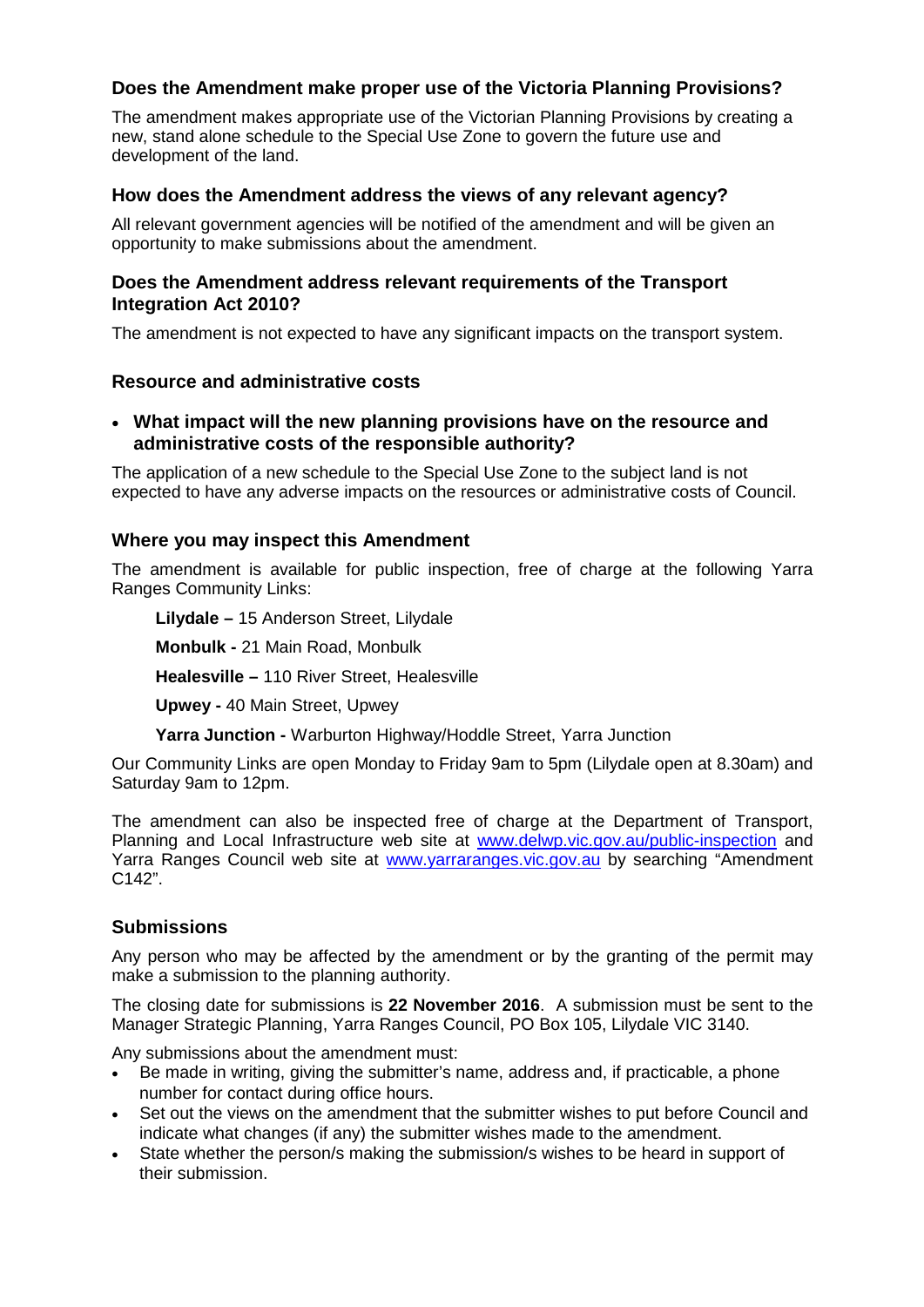### Does the Amendment make proper use of the Victoria Planning Provisions?

The amendment makes appropriate use of the Victorian Planning Provisions by creating a new, stand alone schedule to the Special Use Zone to govern the future use and development of the land.

### How does the Amendment address the views of any relevant agency?

All relevant government agencies will be notified of the amendment and will be given an opportunity to make submissions about the amendment.

### Does the Amendment address relevant requirements of the Transport Integration Act 2010?

The amendment is not expected to have any significant impacts on the transport system.

### Resource and administrative costs

- **What impact will the new planning provisions have on the resource and administrative costs of the responsible authority?**

The application of a new schedule to the Special Use Zone to the subject land is not expected to have any adverse impacts on the resources or administrative costs of Council.

### Where you may inspect this Amendment

The amendment is available for public inspection, free of charge at the following Yarra Ranges Community Links:

**Lilydale –** 15 Anderson Street, Lilydale

**Monbulk -** 21 Main Road, Monbulk

**Healesville –** 110 River Street, Healesville

**Upwey -** 40 Main Street, Upwey

**Yarra Junction -** Warburton Highway/Hoddle Street, Yarra Junction

Our Community Links are open Monday to Friday 9am to 5pm (Lilydale open at 8.30am) and Saturday 9am to 12pm.

The amendment can also be inspected free of charge at the Department of Transport, Planning and Local Infrastructure web site at www.delwp.vic.gov.au/public-inspection and Yarra Ranges Council web site at www.yarraranges.vic.gov.au by searching "Amendment C142".

### Submissions

Any person who may be affected by the amendment or by the granting of the permit may make a submission to the planning authority.

The closing date for submissions is **22 November 2016**. A submission must be sent to the Manager Strategic Planning, Yarra Ranges Council, PO Box 105, Lilydale VIC 3140.

Any submissions about the amendment must:

- Be made in writing, giving the submitter's name, address and, if practicable, a phone number for contact during office hours.
- Set out the views on the amendment that the submitter wishes to put before Council and indicate what changes (if any) the submitter wishes made to the amendment.
- State whether the person/s making the submission/s wishes to be heard in support of their submission.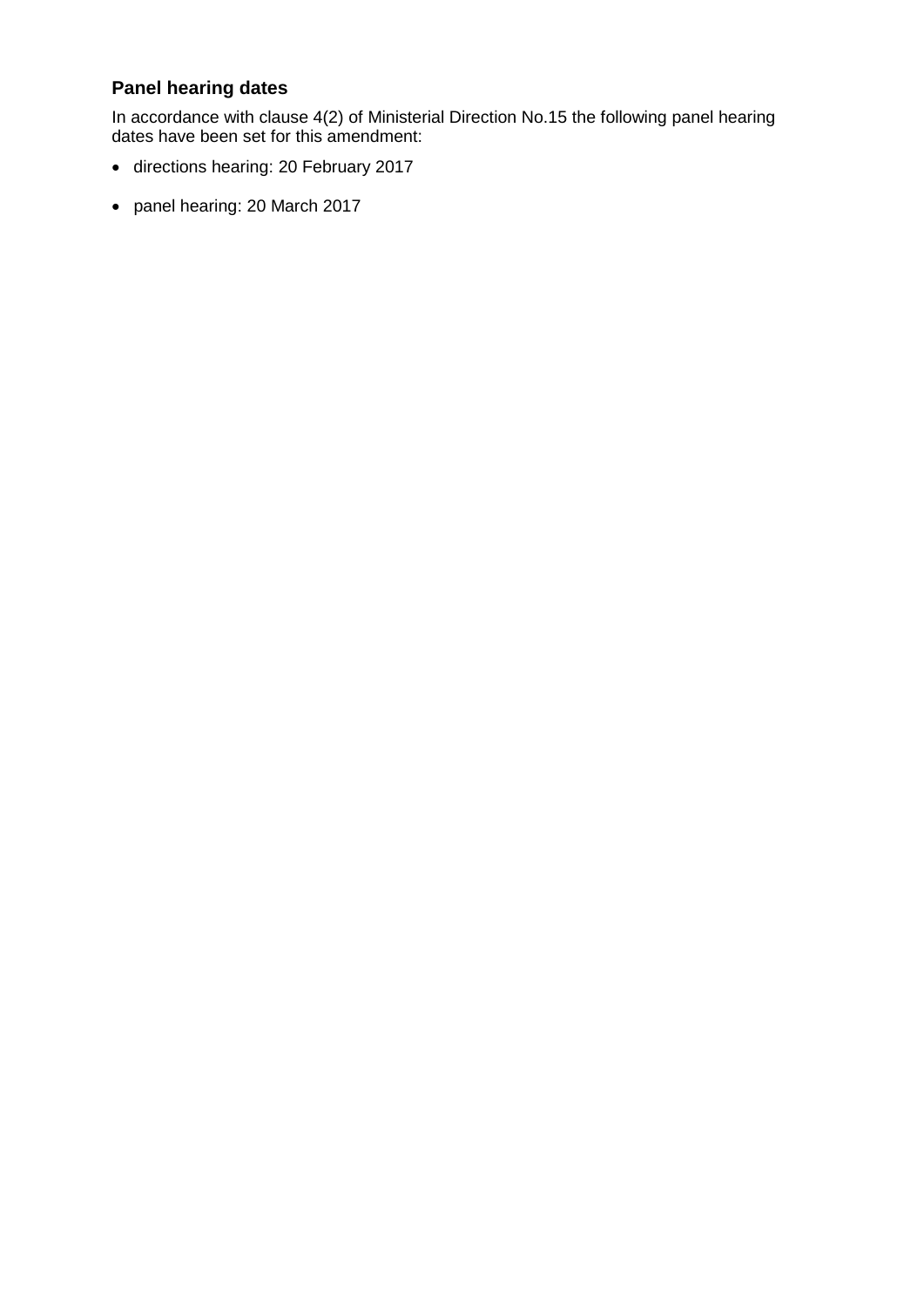### Panel hearing dates

In accordance with clause 4(2) of Ministerial Direction No.15 the following panel hearing dates have been set for this amendment:

- directions hearing: 20 February 2017
- panel hearing: 20 March 2017